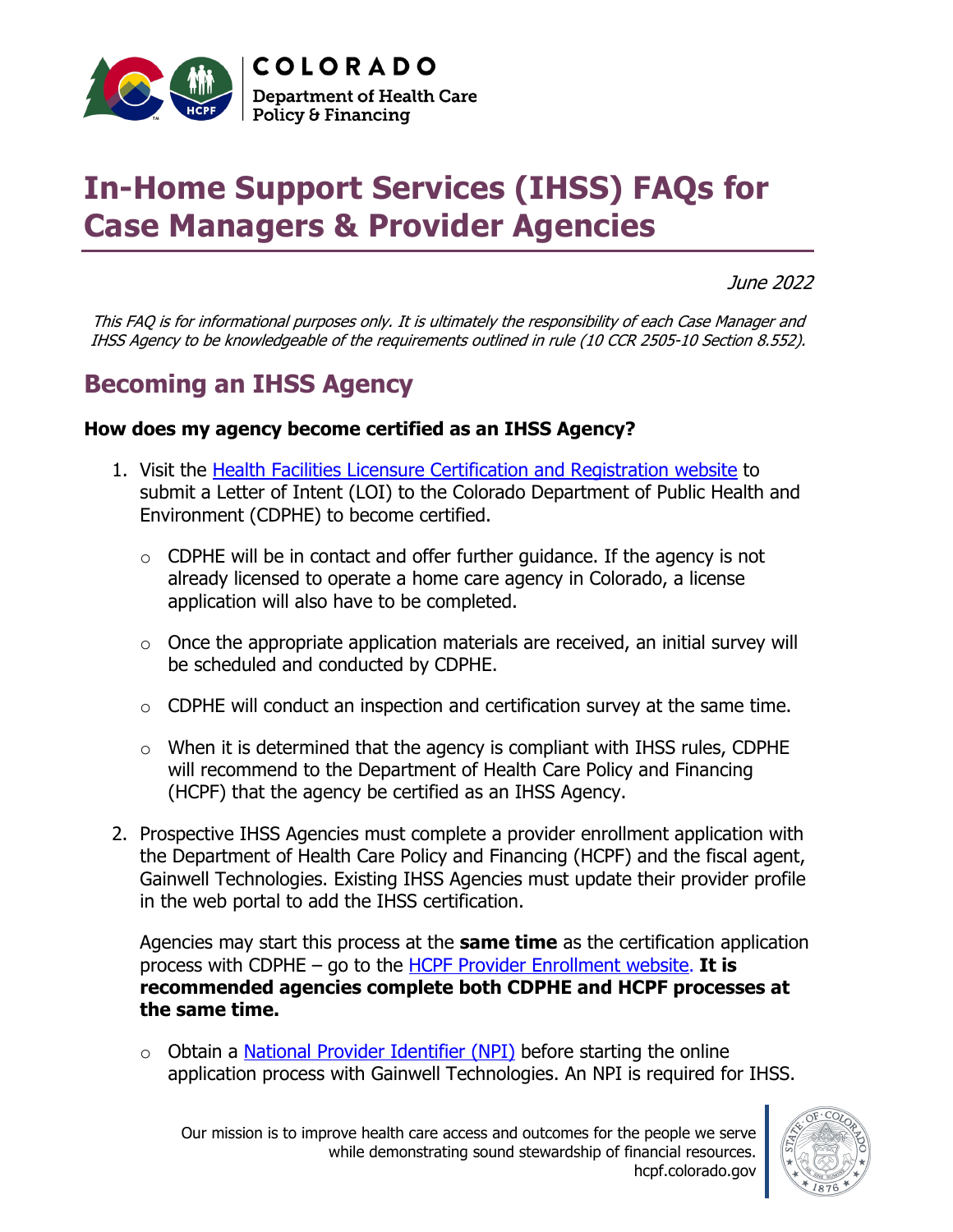COLORADO

Department of Health Care Policy & Financing

# In-Home Support Services (IHSS) FAQs for Case Managers & Provider Agencies

*June 2022*

*This FAQ is for informational purposes only. It is ultimately the responsibility of each Case Manager and IHSS Agency to be knowledgeable of the requirements outlined in rule (10 CCR 2505-10 Section 8.552).*

## Becoming an IHSS Agency

**How does my agency become certified as an IHSS Agency?**

1. Visit the Health Facilities Licensure Certification and Registration website to submit a Letter of Intent (LOI) to the Colorado Department of Public Health and Environment (CDPHE) to become certified.
   - CDPHE will be in contact and offer further guidance. If the agency is not already licensed to operate a home care agency in Colorado, a license application will also have to be completed.
   - Once the appropriate application materials are received, an initial survey will be scheduled and conducted by CDPHE.
   - CDPHE will conduct an inspection and certification survey at the same time.
   - When it is determined that the agency is compliant with IHSS rules, CDPHE will recommend to the Department of Health Care Policy and Financing (HCPF) that the agency be certified as an IHSS Agency.

2. Prospective IHSS Agencies must complete a provider enrollment application with the Department of Health Care Policy and Financing (HCPF) and the fiscal agent, Gainwell Technologies. Existing IHSS Agencies must update their provider profile in the web portal to add the IHSS certification.

   Agencies may start this process at the **same time** as the certification application process with CDPHE – go to the HCPF Provider Enrollment website. **It is recommended agencies complete both CDPHE and HCPF processes at the same time.**

   - Obtain a National Provider Identifier (NPI) before starting the online application process with Gainwell Technologies. An NPI is required for IHSS.

Our mission is to improve health care access and outcomes for the people we serve while demonstrating sound stewardship of financial resources.
hcpf.colorado.gov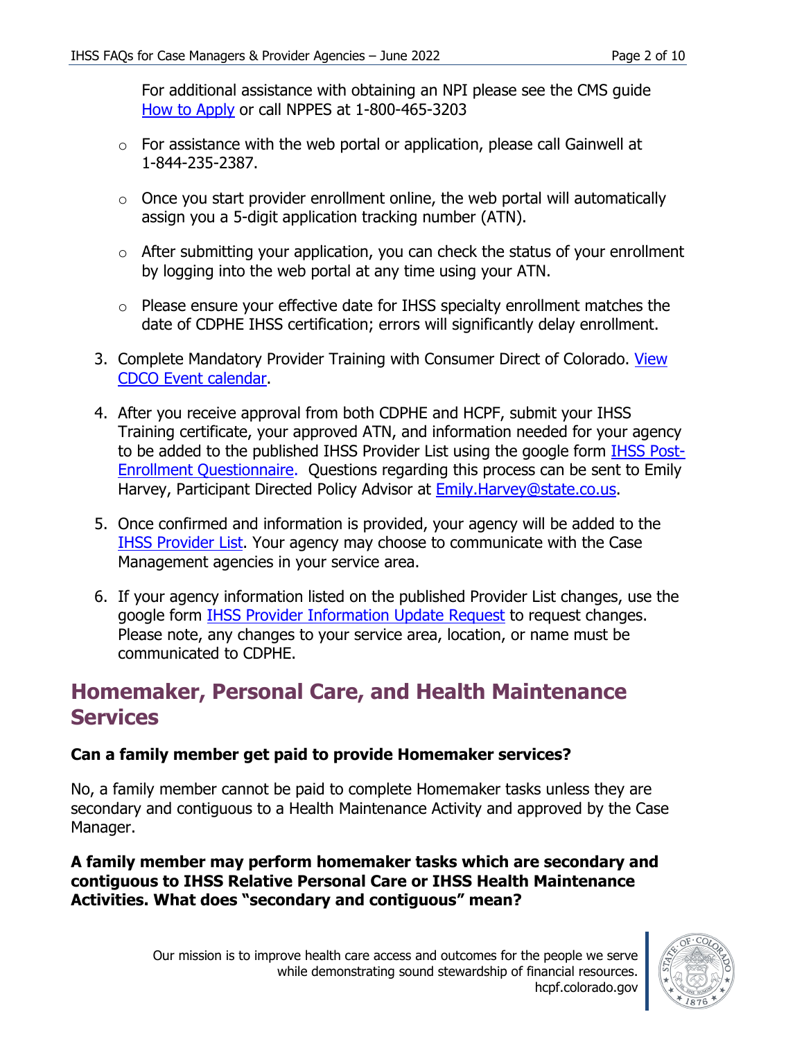For additional assistance with obtaining an NPI please see the CMS guide How to Apply or call NPPES at 1-800-465-3203

- For assistance with the web portal or application, please call Gainwell at 1-844-235-2387.
- Once you start provider enrollment online, the web portal will automatically assign you a 5-digit application tracking number (ATN).
- After submitting your application, you can check the status of your enrollment by logging into the web portal at any time using your ATN.
- Please ensure your effective date for IHSS specialty enrollment matches the date of CDPHE IHSS certification; errors will significantly delay enrollment.

3. Complete Mandatory Provider Training with Consumer Direct of Colorado. View CDCO Event calendar.
4. After you receive approval from both CDPHE and HCPF, submit your IHSS Training certificate, your approved ATN, and information needed for your agency to be added to the published IHSS Provider List using the google form IHSS Post-Enrollment Questionnaire. Questions regarding this process can be sent to Emily Harvey, Participant Directed Policy Advisor at Emily.Harvey@state.co.us.
5. Once confirmed and information is provided, your agency will be added to the IHSS Provider List. Your agency may choose to communicate with the Case Management agencies in your service area.
6. If your agency information listed on the published Provider List changes, use the google form IHSS Provider Information Update Request to request changes. Please note, any changes to your service area, location, or name must be communicated to CDPHE.

## Homemaker, Personal Care, and Health Maintenance Services

**Can a family member get paid to provide Homemaker services?**

No, a family member cannot be paid to complete Homemaker tasks unless they are secondary and contiguous to a Health Maintenance Activity and approved by the Case Manager.

**A family member may perform homemaker tasks which are secondary and contiguous to IHSS Relative Personal Care or IHSS Health Maintenance Activities. What does "secondary and contiguous" mean?**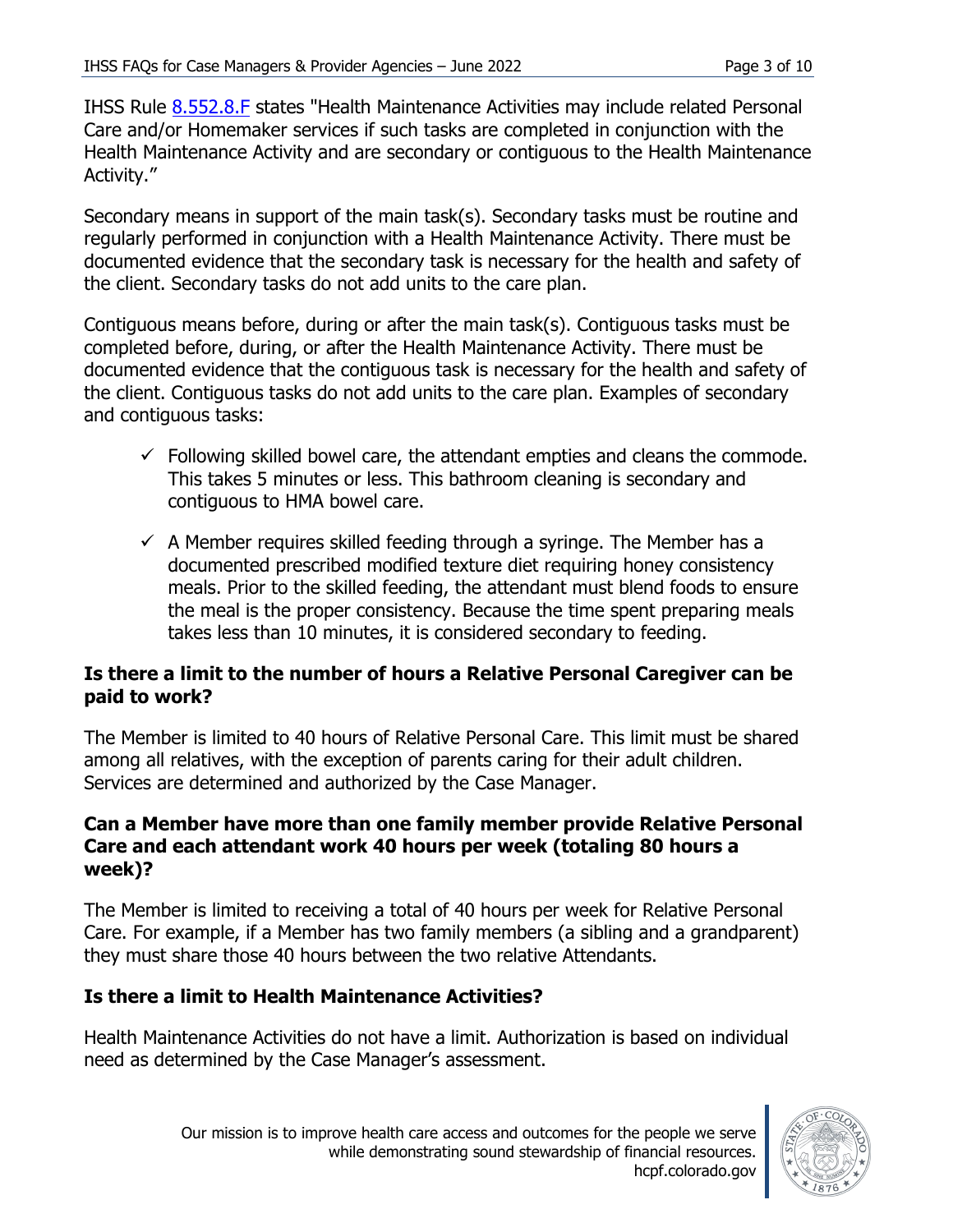IHSS Rule [8.552.8.F](8.552.8.F) states "Health Maintenance Activities may include related Personal Care and/or Homemaker services if such tasks are completed in conjunction with the Health Maintenance Activity and are secondary or contiguous to the Health Maintenance Activity."

Secondary means in support of the main task(s). Secondary tasks must be routine and regularly performed in conjunction with a Health Maintenance Activity. There must be documented evidence that the secondary task is necessary for the health and safety of the client. Secondary tasks do not add units to the care plan.

Contiguous means before, during or after the main task(s). Contiguous tasks must be completed before, during, or after the Health Maintenance Activity. There must be documented evidence that the contiguous task is necessary for the health and safety of the client. Contiguous tasks do not add units to the care plan. Examples of secondary and contiguous tasks:

- ✓ Following skilled bowel care, the attendant empties and cleans the commode. This takes 5 minutes or less. This bathroom cleaning is secondary and contiguous to HMA bowel care.
- ✓ A Member requires skilled feeding through a syringe. The Member has a documented prescribed modified texture diet requiring honey consistency meals. Prior to the skilled feeding, the attendant must blend foods to ensure the meal is the proper consistency. Because the time spent preparing meals takes less than 10 minutes, it is considered secondary to feeding.

### Is there a limit to the number of hours a Relative Personal Caregiver can be paid to work?

The Member is limited to 40 hours of Relative Personal Care. This limit must be shared among all relatives, with the exception of parents caring for their adult children. Services are determined and authorized by the Case Manager.

### Can a Member have more than one family member provide Relative Personal Care and each attendant work 40 hours per week (totaling 80 hours a week)?

The Member is limited to receiving a total of 40 hours per week for Relative Personal Care. For example, if a Member has two family members (a sibling and a grandparent) they must share those 40 hours between the two relative Attendants.

### Is there a limit to Health Maintenance Activities?

Health Maintenance Activities do not have a limit. Authorization is based on individual need as determined by the Case Manager's assessment.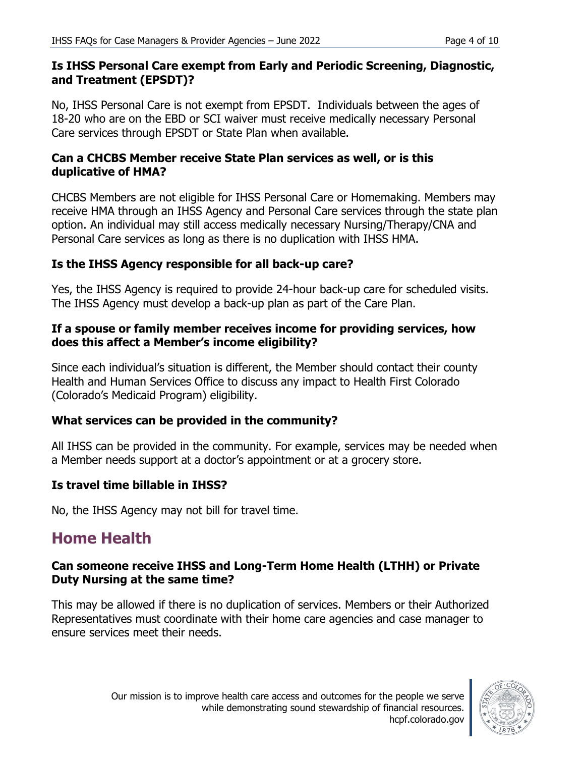**Is IHSS Personal Care exempt from Early and Periodic Screening, Diagnostic, and Treatment (EPSDT)?**

No, IHSS Personal Care is not exempt from EPSDT. Individuals between the ages of 18-20 who are on the EBD or SCI waiver must receive medically necessary Personal Care services through EPSDT or State Plan when available.

**Can a CHCBS Member receive State Plan services as well, or is this duplicative of HMA?**

CHCBS Members are not eligible for IHSS Personal Care or Homemaking. Members may receive HMA through an IHSS Agency and Personal Care services through the state plan option. An individual may still access medically necessary Nursing/Therapy/CNA and Personal Care services as long as there is no duplication with IHSS HMA.

**Is the IHSS Agency responsible for all back-up care?**

Yes, the IHSS Agency is required to provide 24-hour back-up care for scheduled visits. The IHSS Agency must develop a back-up plan as part of the Care Plan.

**If a spouse or family member receives income for providing services, how does this affect a Member's income eligibility?**

Since each individual's situation is different, the Member should contact their county Health and Human Services Office to discuss any impact to Health First Colorado (Colorado's Medicaid Program) eligibility.

**What services can be provided in the community?**

All IHSS can be provided in the community. For example, services may be needed when a Member needs support at a doctor's appointment or at a grocery store.

**Is travel time billable in IHSS?**

No, the IHSS Agency may not bill for travel time.

## Home Health

**Can someone receive IHSS and Long-Term Home Health (LTHH) or Private Duty Nursing at the same time?**

This may be allowed if there is no duplication of services. Members or their Authorized Representatives must coordinate with their home care agencies and case manager to ensure services meet their needs.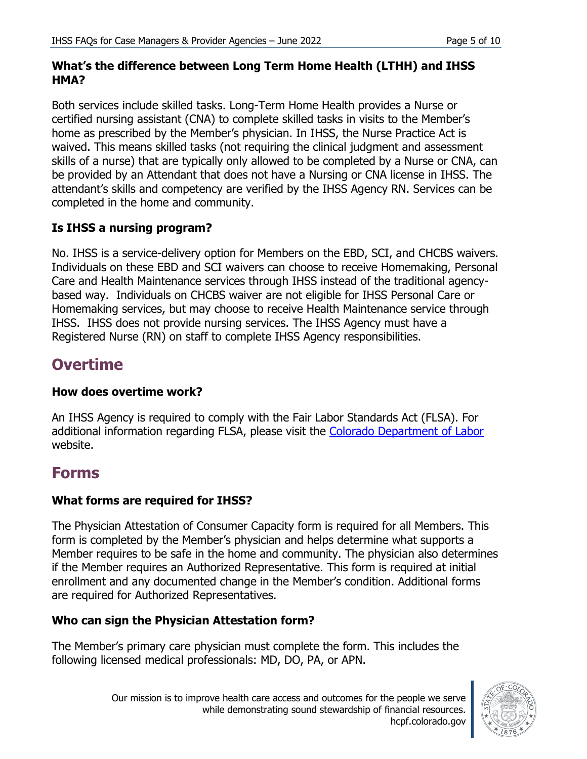**What's the difference between Long Term Home Health (LTHH) and IHSS HMA?**

Both services include skilled tasks. Long-Term Home Health provides a Nurse or certified nursing assistant (CNA) to complete skilled tasks in visits to the Member's home as prescribed by the Member's physician. In IHSS, the Nurse Practice Act is waived. This means skilled tasks (not requiring the clinical judgment and assessment skills of a nurse) that are typically only allowed to be completed by a Nurse or CNA, can be provided by an Attendant that does not have a Nursing or CNA license in IHSS. The attendant's skills and competency are verified by the IHSS Agency RN. Services can be completed in the home and community.

**Is IHSS a nursing program?**

No. IHSS is a service-delivery option for Members on the EBD, SCI, and CHCBS waivers. Individuals on these EBD and SCI waivers can choose to receive Homemaking, Personal Care and Health Maintenance services through IHSS instead of the traditional agency-based way. Individuals on CHCBS waiver are not eligible for IHSS Personal Care or Homemaking services, but may choose to receive Health Maintenance service through IHSS. IHSS does not provide nursing services. The IHSS Agency must have a Registered Nurse (RN) on staff to complete IHSS Agency responsibilities.

## Overtime

**How does overtime work?**

An IHSS Agency is required to comply with the Fair Labor Standards Act (FLSA). For additional information regarding FLSA, please visit the [Colorado Department of Labor]() website.

## Forms

**What forms are required for IHSS?**

The Physician Attestation of Consumer Capacity form is required for all Members. This form is completed by the Member's physician and helps determine what supports a Member requires to be safe in the home and community. The physician also determines if the Member requires an Authorized Representative. This form is required at initial enrollment and any documented change in the Member's condition. Additional forms are required for Authorized Representatives.

**Who can sign the Physician Attestation form?**

The Member's primary care physician must complete the form. This includes the following licensed medical professionals: MD, DO, PA, or APN.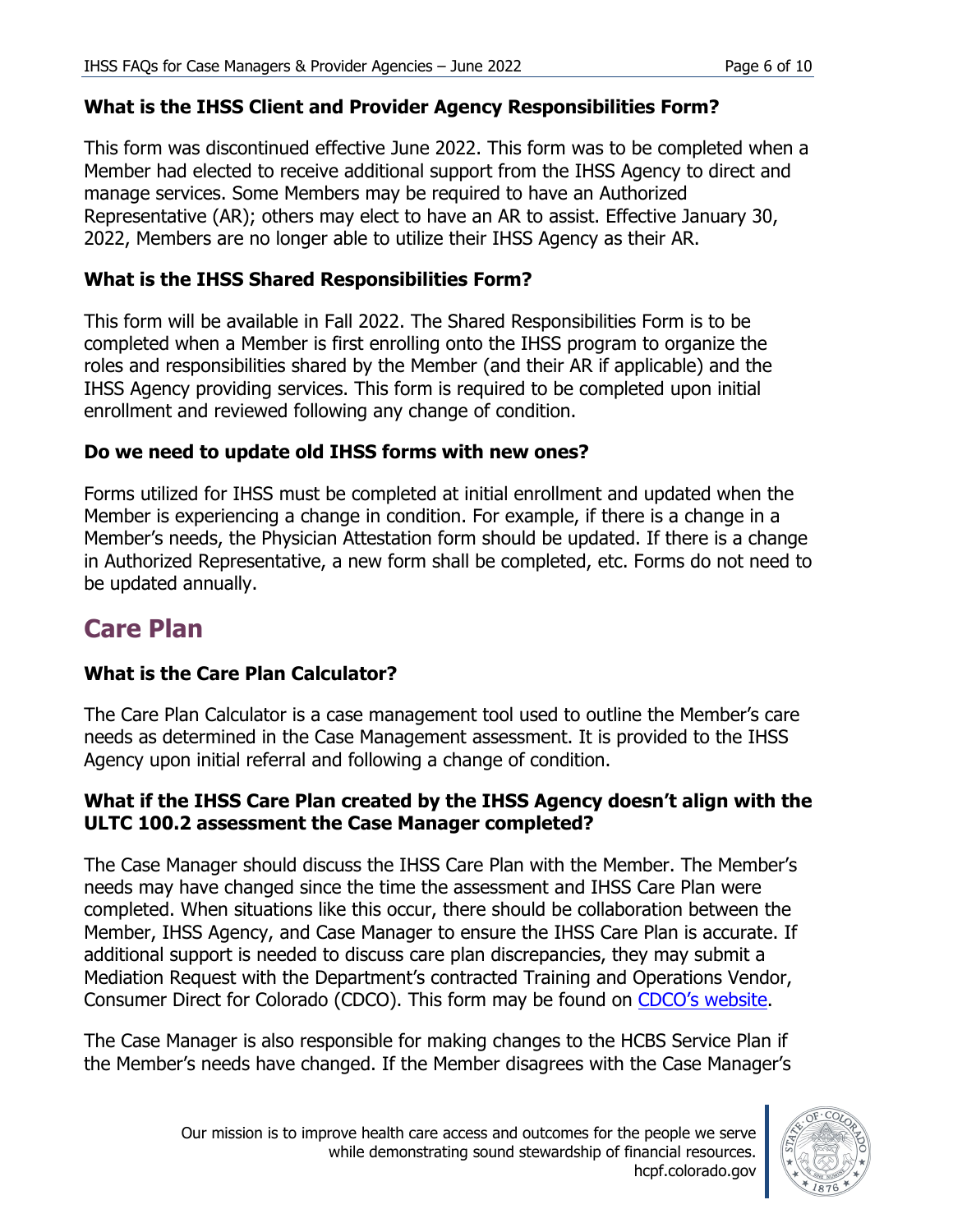### What is the IHSS Client and Provider Agency Responsibilities Form?

This form was discontinued effective June 2022. This form was to be completed when a Member had elected to receive additional support from the IHSS Agency to direct and manage services. Some Members may be required to have an Authorized Representative (AR); others may elect to have an AR to assist. Effective January 30, 2022, Members are no longer able to utilize their IHSS Agency as their AR.

### What is the IHSS Shared Responsibilities Form?

This form will be available in Fall 2022. The Shared Responsibilities Form is to be completed when a Member is first enrolling onto the IHSS program to organize the roles and responsibilities shared by the Member (and their AR if applicable) and the IHSS Agency providing services. This form is required to be completed upon initial enrollment and reviewed following any change of condition.

### Do we need to update old IHSS forms with new ones?

Forms utilized for IHSS must be completed at initial enrollment and updated when the Member is experiencing a change in condition. For example, if there is a change in a Member's needs, the Physician Attestation form should be updated. If there is a change in Authorized Representative, a new form shall be completed, etc. Forms do not need to be updated annually.

## Care Plan

### What is the Care Plan Calculator?

The Care Plan Calculator is a case management tool used to outline the Member's care needs as determined in the Case Management assessment. It is provided to the IHSS Agency upon initial referral and following a change of condition.

### What if the IHSS Care Plan created by the IHSS Agency doesn't align with the ULTC 100.2 assessment the Case Manager completed?

The Case Manager should discuss the IHSS Care Plan with the Member. The Member's needs may have changed since the time the assessment and IHSS Care Plan were completed. When situations like this occur, there should be collaboration between the Member, IHSS Agency, and Case Manager to ensure the IHSS Care Plan is accurate. If additional support is needed to discuss care plan discrepancies, they may submit a Mediation Request with the Department's contracted Training and Operations Vendor, Consumer Direct for Colorado (CDCO). This form may be found on CDCO's website.

The Case Manager is also responsible for making changes to the HCBS Service Plan if the Member's needs have changed. If the Member disagrees with the Case Manager's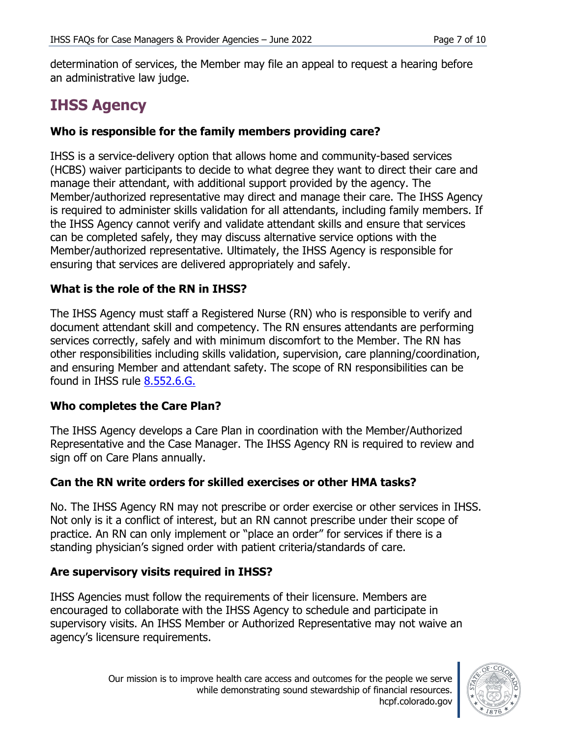determination of services, the Member may file an appeal to request a hearing before an administrative law judge.

## IHSS Agency

### Who is responsible for the family members providing care?

IHSS is a service-delivery option that allows home and community-based services (HCBS) waiver participants to decide to what degree they want to direct their care and manage their attendant, with additional support provided by the agency. The Member/authorized representative may direct and manage their care. The IHSS Agency is required to administer skills validation for all attendants, including family members. If the IHSS Agency cannot verify and validate attendant skills and ensure that services can be completed safely, they may discuss alternative service options with the Member/authorized representative. Ultimately, the IHSS Agency is responsible for ensuring that services are delivered appropriately and safely.

### What is the role of the RN in IHSS?

The IHSS Agency must staff a Registered Nurse (RN) who is responsible to verify and document attendant skill and competency. The RN ensures attendants are performing services correctly, safely and with minimum discomfort to the Member. The RN has other responsibilities including skills validation, supervision, care planning/coordination, and ensuring Member and attendant safety. The scope of RN responsibilities can be found in IHSS rule 8.552.6.G.

### Who completes the Care Plan?

The IHSS Agency develops a Care Plan in coordination with the Member/Authorized Representative and the Case Manager. The IHSS Agency RN is required to review and sign off on Care Plans annually.

### Can the RN write orders for skilled exercises or other HMA tasks?

No. The IHSS Agency RN may not prescribe or order exercise or other services in IHSS. Not only is it a conflict of interest, but an RN cannot prescribe under their scope of practice. An RN can only implement or "place an order" for services if there is a standing physician's signed order with patient criteria/standards of care.

### Are supervisory visits required in IHSS?

IHSS Agencies must follow the requirements of their licensure. Members are encouraged to collaborate with the IHSS Agency to schedule and participate in supervisory visits. An IHSS Member or Authorized Representative may not waive an agency's licensure requirements.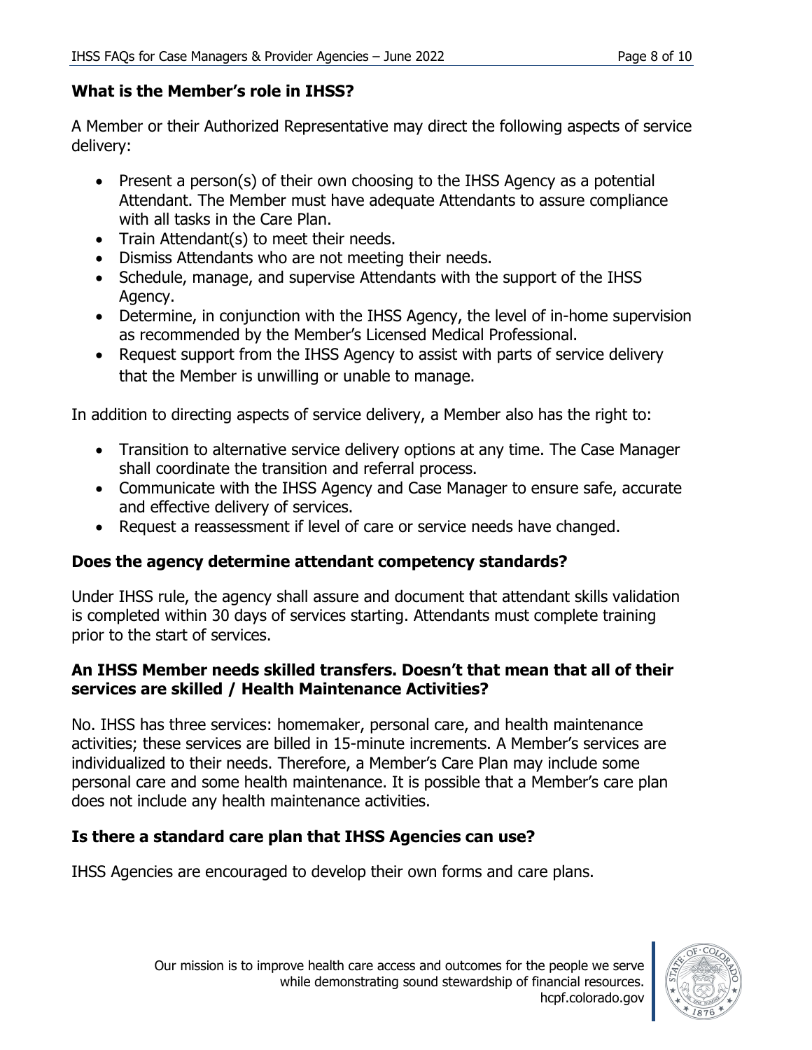## What is the Member's role in IHSS?

A Member or their Authorized Representative may direct the following aspects of service delivery:

- Present a person(s) of their own choosing to the IHSS Agency as a potential Attendant. The Member must have adequate Attendants to assure compliance with all tasks in the Care Plan.
- Train Attendant(s) to meet their needs.
- Dismiss Attendants who are not meeting their needs.
- Schedule, manage, and supervise Attendants with the support of the IHSS Agency.
- Determine, in conjunction with the IHSS Agency, the level of in-home supervision as recommended by the Member's Licensed Medical Professional.
- Request support from the IHSS Agency to assist with parts of service delivery that the Member is unwilling or unable to manage.

In addition to directing aspects of service delivery, a Member also has the right to:

- Transition to alternative service delivery options at any time. The Case Manager shall coordinate the transition and referral process.
- Communicate with the IHSS Agency and Case Manager to ensure safe, accurate and effective delivery of services.
- Request a reassessment if level of care or service needs have changed.

## Does the agency determine attendant competency standards?

Under IHSS rule, the agency shall assure and document that attendant skills validation is completed within 30 days of services starting. Attendants must complete training prior to the start of services.

## An IHSS Member needs skilled transfers. Doesn't that mean that all of their services are skilled / Health Maintenance Activities?

No. IHSS has three services: homemaker, personal care, and health maintenance activities; these services are billed in 15-minute increments. A Member's services are individualized to their needs. Therefore, a Member's Care Plan may include some personal care and some health maintenance. It is possible that a Member's care plan does not include any health maintenance activities.

## Is there a standard care plan that IHSS Agencies can use?

IHSS Agencies are encouraged to develop their own forms and care plans.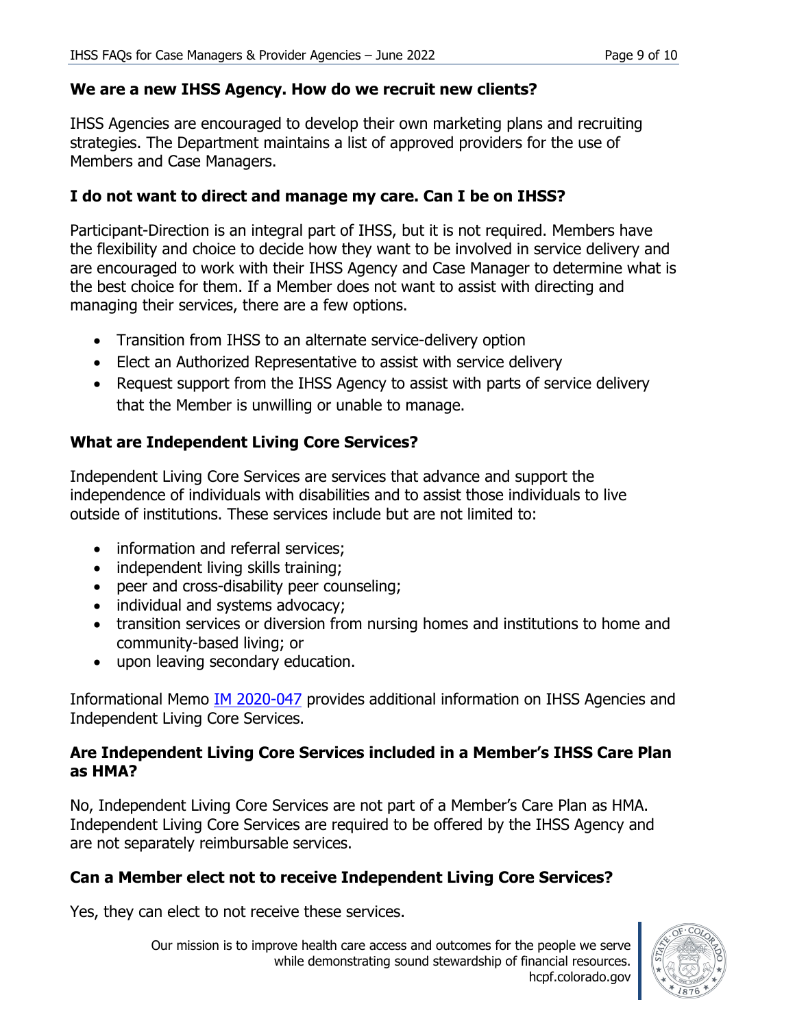## We are a new IHSS Agency. How do we recruit new clients?

IHSS Agencies are encouraged to develop their own marketing plans and recruiting strategies. The Department maintains a list of approved providers for the use of Members and Case Managers.

## I do not want to direct and manage my care. Can I be on IHSS?

Participant-Direction is an integral part of IHSS, but it is not required. Members have the flexibility and choice to decide how they want to be involved in service delivery and are encouraged to work with their IHSS Agency and Case Manager to determine what is the best choice for them. If a Member does not want to assist with directing and managing their services, there are a few options.

- Transition from IHSS to an alternate service-delivery option
- Elect an Authorized Representative to assist with service delivery
- Request support from the IHSS Agency to assist with parts of service delivery that the Member is unwilling or unable to manage.

## What are Independent Living Core Services?

Independent Living Core Services are services that advance and support the independence of individuals with disabilities and to assist those individuals to live outside of institutions. These services include but are not limited to:

- information and referral services;
- independent living skills training;
- peer and cross-disability peer counseling;
- individual and systems advocacy;
- transition services or diversion from nursing homes and institutions to home and community-based living; or
- upon leaving secondary education.

Informational Memo IM 2020-047 provides additional information on IHSS Agencies and Independent Living Core Services.

## Are Independent Living Core Services included in a Member's IHSS Care Plan as HMA?

No, Independent Living Core Services are not part of a Member's Care Plan as HMA. Independent Living Core Services are required to be offered by the IHSS Agency and are not separately reimbursable services.

## Can a Member elect not to receive Independent Living Core Services?

Yes, they can elect to not receive these services.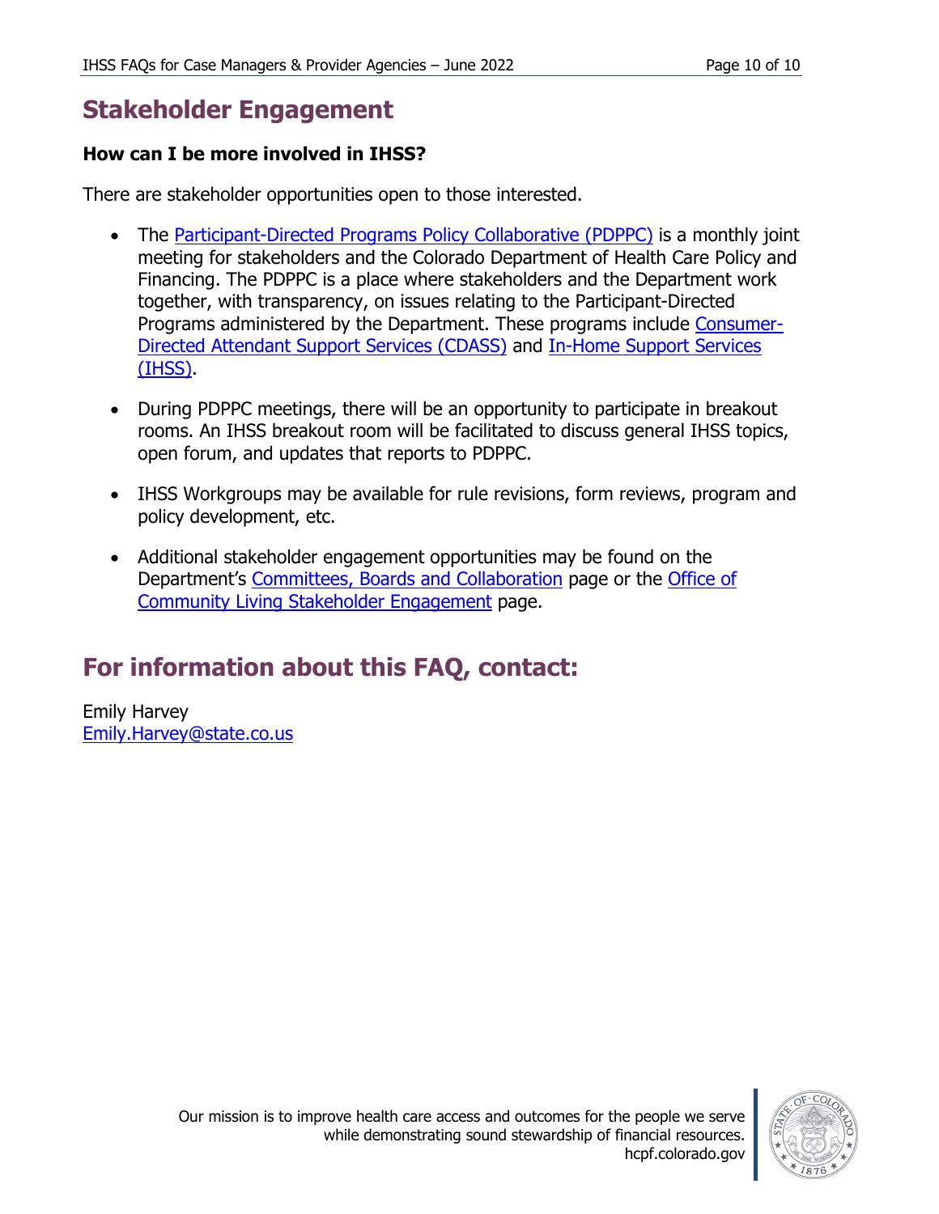## Stakeholder Engagement

**How can I be more involved in IHSS?**

There are stakeholder opportunities open to those interested.

- The Participant-Directed Programs Policy Collaborative (PDPPC) is a monthly joint meeting for stakeholders and the Colorado Department of Health Care Policy and Financing. The PDPPC is a place where stakeholders and the Department work together, with transparency, on issues relating to the Participant-Directed Programs administered by the Department. These programs include Consumer-Directed Attendant Support Services (CDASS) and In-Home Support Services (IHSS).
- During PDPPC meetings, there will be an opportunity to participate in breakout rooms. An IHSS breakout room will be facilitated to discuss general IHSS topics, open forum, and updates that reports to PDPPC.
- IHSS Workgroups may be available for rule revisions, form reviews, program and policy development, etc.
- Additional stakeholder engagement opportunities may be found on the Department's Committees, Boards and Collaboration page or the Office of Community Living Stakeholder Engagement page.

## For information about this FAQ, contact:

Emily Harvey
Emily.Harvey@state.co.us

Our mission is to improve health care access and outcomes for the people we serve while demonstrating sound stewardship of financial resources.
hcpf.colorado.gov